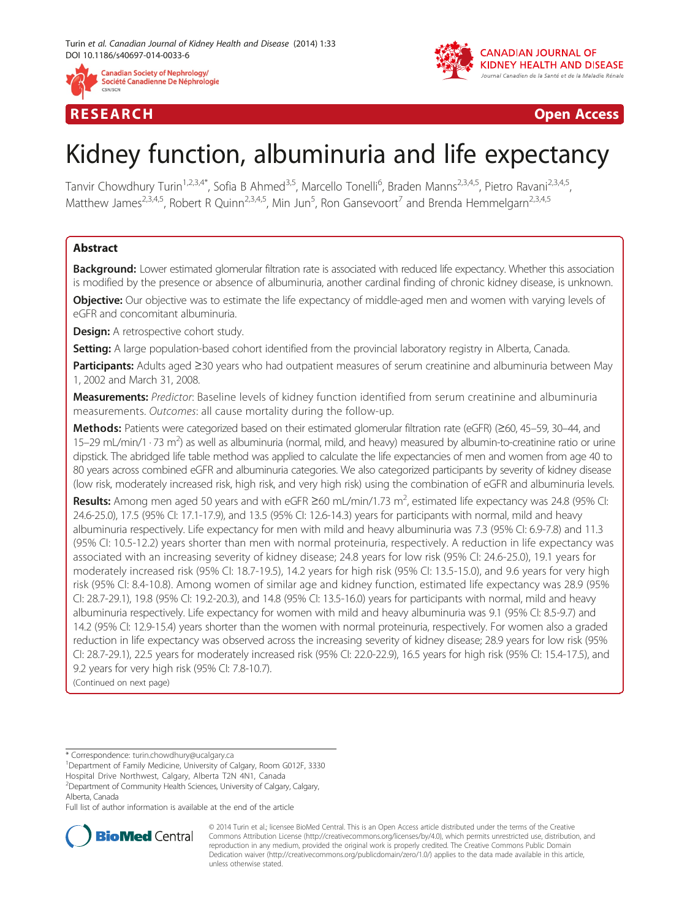RESEARCH Open Access

# Kidney function, albuminuria and life expectancy

Tanvir Chowdhury Turin[1,2,3,4*], Sofia B Ahmed[3,5], Marcello Tonelli[6], Braden Manns[2,3,4,5], Pietro Ravani[2,3,4,5], Matthew James[2,3,4,5], Robert R Quinn[2,3,4,5], Min Jun[5], Ron Gansevoort[7] and Brenda Hemmelgarn[2,3,4,5]

## Abstract

**Background:** Lower estimated glomerular filtration rate is associated with reduced life expectancy. Whether this association is modified by the presence or absence of albuminuria, another cardinal finding of chronic kidney disease, is unknown.

**Objective:** Our objective was to estimate the life expectancy of middle-aged men and women with varying levels of eGFR and concomitant albuminuria.

**Design:** A retrospective cohort study.

**Setting:** A large population-based cohort identified from the provincial laboratory registry in Alberta, Canada.

**Participants:** Adults aged ≥30 years who had outpatient measures of serum creatinine and albuminuria between May 1, 2002 and March 31, 2008.

**Measurements:** *Predictor*: Baseline levels of kidney function identified from serum creatinine and albuminuria measurements. *Outcomes*: all cause mortality during the follow-up.

**Methods:** Patients were categorized based on their estimated glomerular filtration rate (eGFR) (≥60, 45–59, 30–44, and 15–29 mL/min/1 · 73 m$^2$) as well as albuminuria (normal, mild, and heavy) measured by albumin-to-creatinine ratio or urine dipstick. The abridged life table method was applied to calculate the life expectancies of men and women from age 40 to 80 years across combined eGFR and albuminuria categories. We also categorized participants by severity of kidney disease (low risk, moderately increased risk, high risk, and very high risk) using the combination of eGFR and albuminuria levels.

**Results:** Among men aged 50 years and with eGFR ≥60 mL/min/1.73 m$^2$, estimated life expectancy was 24.8 (95% CI: 24.6-25.0), 17.5 (95% CI: 17.1-17.9), and 13.5 (95% CI: 12.6-14.3) years for participants with normal, mild and heavy albuminuria respectively. Life expectancy for men with mild and heavy albuminuria was 7.3 (95% CI: 6.9-7.8) and 11.3 (95% CI: 10.5-12.2) years shorter than men with normal proteinuria, respectively. A reduction in life expectancy was associated with an increasing severity of kidney disease; 24.8 years for low risk (95% CI: 24.6-25.0), 19.1 years for moderately increased risk (95% CI: 18.7-19.5), 14.2 years for high risk (95% CI: 13.5-15.0), and 9.6 years for very high risk (95% CI: 8.4-10.8). Among women of similar age and kidney function, estimated life expectancy was 28.9 (95% CI: 28.7-29.1), 19.8 (95% CI: 19.2-20.3), and 14.8 (95% CI: 13.5-16.0) years for participants with normal, mild and heavy albuminuria respectively. Life expectancy for women with mild and heavy albuminuria was 9.1 (95% CI: 8.5-9.7) and 14.2 (95% CI: 12.9-15.4) years shorter than the women with normal proteinuria, respectively. For women also a graded reduction in life expectancy was observed across the increasing severity of kidney disease; 28.9 years for low risk (95% CI: 28.7-29.1), 22.5 years for moderately increased risk (95% CI: 22.0-22.9), 16.5 years for high risk (95% CI: 15.4-17.5), and 9.2 years for very high risk (95% CI: 7.8-10.7).

(Continued on next page)

* Correspondence: turin.chowdhury@ucalgary.ca
[1]Department of Family Medicine, University of Calgary, Room G012F, 3330 Hospital Drive Northwest, Calgary, Alberta T2N 4N1, Canada
[2]Department of Community Health Sciences, University of Calgary, Calgary, Alberta, Canada
Full list of author information is available at the end of the article

© 2014 Turin et al.; licensee BioMed Central. This is an Open Access article distributed under the terms of the Creative Commons Attribution License (http://creativecommons.org/licenses/by/4.0), which permits unrestricted use, distribution, and reproduction in any medium, provided the original work is properly credited. The Creative Commons Public Domain Dedication waiver (http://creativecommons.org/publicdomain/zero/1.0/) applies to the data made available in this article, unless otherwise stated.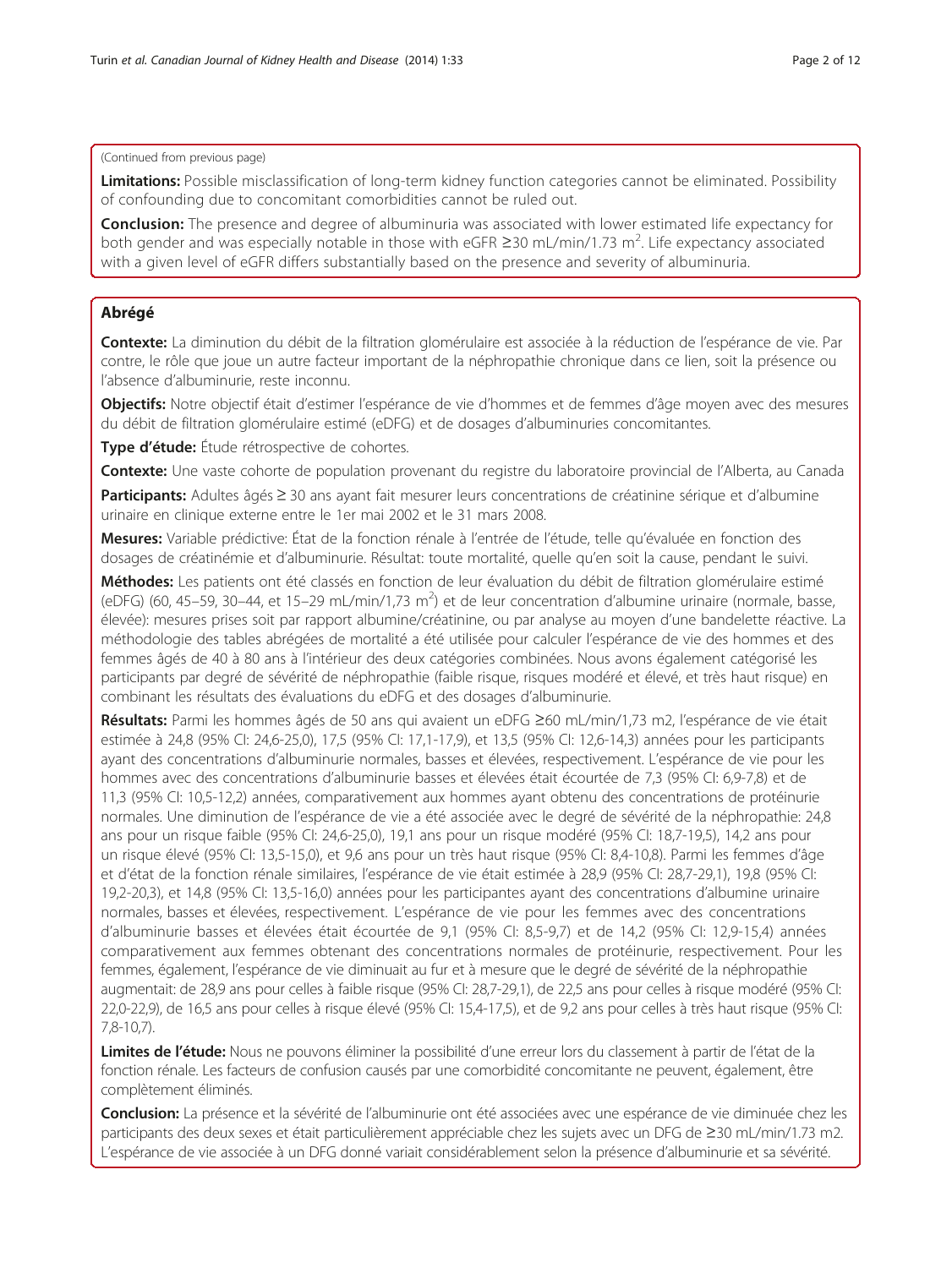(Continued from previous page)

**Limitations:** Possible misclassification of long-term kidney function categories cannot be eliminated. Possibility of confounding due to concomitant comorbidities cannot be ruled out.

**Conclusion:** The presence and degree of albuminuria was associated with lower estimated life expectancy for both gender and was especially notable in those with eGFR ≥30 mL/min/1.73 $m^2$. Life expectancy associated with a given level of eGFR differs substantially based on the presence and severity of albuminuria.

## Abrégé

**Contexte:** La diminution du débit de la filtration glomérulaire est associée à la réduction de l'espérance de vie. Par contre, le rôle que joue un autre facteur important de la néphropathie chronique dans ce lien, soit la présence ou l'absence d'albuminurie, reste inconnu.

**Objectifs:** Notre objectif était d'estimer l'espérance de vie d'hommes et de femmes d'âge moyen avec des mesures du débit de filtration glomérulaire estimé (eDFG) et de dosages d'albuminuries concomitantes.

**Type d'étude:** Étude rétrospective de cohortes.

**Contexte:** Une vaste cohorte de population provenant du registre du laboratoire provincial de l'Alberta, au Canada

**Participants:** Adultes âgés ≥ 30 ans ayant fait mesurer leurs concentrations de créatinine sérique et d'albumine urinaire en clinique externe entre le 1er mai 2002 et le 31 mars 2008.

**Mesures:** Variable prédictive: État de la fonction rénale à l'entrée de l'étude, telle qu'évaluée en fonction des dosages de créatinémie et d'albuminurie. Résultat: toute mortalité, quelle qu'en soit la cause, pendant le suivi.

**Méthodes:** Les patients ont été classés en fonction de leur évaluation du débit de filtration glomérulaire estimé (eDFG) (60, 45–59, 30–44, et 15–29 mL/min/1,73 $m^2$) et de leur concentration d'albumine urinaire (normale, basse, élevée): mesures prises soit par rapport albumine/créatinine, ou par analyse au moyen d'une bandelette réactive. La méthodologie des tables abrégées de mortalité a été utilisée pour calculer l'espérance de vie des hommes et des femmes âgés de 40 à 80 ans à l'intérieur des deux catégories combinées. Nous avons également catégorisé les participants par degré de sévérité de néphropathie (faible risque, risques modéré et élevé, et très haut risque) en combinant les résultats des évaluations du eDFG et des dosages d'albuminurie.

**Résultats:** Parmi les hommes âgés de 50 ans qui avaient un eDFG ≥60 mL/min/1,73 m2, l'espérance de vie était estimée à 24,8 (95% CI: 24,6-25,0), 17,5 (95% CI: 17,1-17,9), et 13,5 (95% CI: 12,6-14,3) années pour les participants ayant des concentrations d'albuminurie normales, basses et élevées, respectivement. L'espérance de vie pour les hommes avec des concentrations d'albuminurie basses et élevées était écourtée de 7,3 (95% CI: 6,9-7,8) et de 11,3 (95% CI: 10,5-12,2) années, comparativement aux hommes ayant obtenu des concentrations de protéinurie normales. Une diminution de l'espérance de vie a été associée avec le degré de sévérité de la néphropathie: 24,8 ans pour un risque faible (95% CI: 24,6-25,0), 19,1 ans pour un risque modéré (95% CI: 18,7-19,5), 14,2 ans pour un risque élevé (95% CI: 13,5-15,0), et 9,6 ans pour un très haut risque (95% CI: 8,4-10,8). Parmi les femmes d'âge et d'état de la fonction rénale similaires, l'espérance de vie était estimée à 28,9 (95% CI: 28,7-29,1), 19,8 (95% CI: 19,2-20,3), et 14,8 (95% CI: 13,5-16,0) années pour les participantes ayant des concentrations d'albumine urinaire normales, basses et élevées, respectivement. L'espérance de vie pour les femmes avec des concentrations d'albuminurie basses et élevées était écourtée de 9,1 (95% CI: 8,5-9,7) et de 14,2 (95% CI: 12,9-15,4) années comparativement aux femmes obtenant des concentrations normales de protéinurie, respectivement. Pour les femmes, également, l'espérance de vie diminuait au fur et à mesure que le degré de sévérité de la néphropathie augmentait: de 28,9 ans pour celles à faible risque (95% CI: 28,7-29,1), de 22,5 ans pour celles à risque modéré (95% CI: 22,0-22,9), de 16,5 ans pour celles à risque élevé (95% CI: 15,4-17,5), et de 9,2 ans pour celles à très haut risque (95% CI: 7,8-10,7).

**Limites de l'étude:** Nous ne pouvons éliminer la possibilité d'une erreur lors du classement à partir de l'état de la fonction rénale. Les facteurs de confusion causés par une comorbidité concomitante ne peuvent, également, être complètement éliminés.

**Conclusion:** La présence et la sévérité de l'albuminurie ont été associées avec une espérance de vie diminuée chez les participants des deux sexes et était particulièrement appréciable chez les sujets avec un DFG de ≥30 mL/min/1.73 m2. L'espérance de vie associée à un DFG donné variait considérablement selon la présence d'albuminurie et sa sévérité.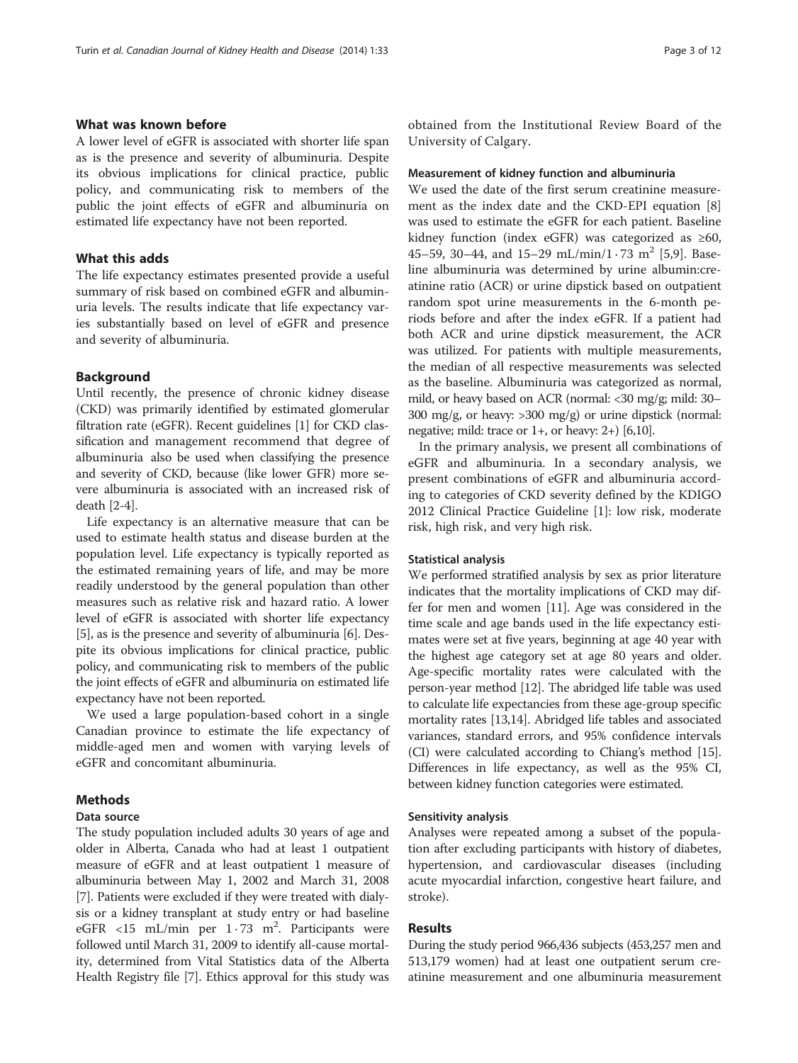## What was known before

A lower level of eGFR is associated with shorter life span as is the presence and severity of albuminuria. Despite its obvious implications for clinical practice, public policy, and communicating risk to members of the public the joint effects of eGFR and albuminuria on estimated life expectancy have not been reported.

## What this adds

The life expectancy estimates presented provide a useful summary of risk based on combined eGFR and albuminuria levels. The results indicate that life expectancy varies substantially based on level of eGFR and presence and severity of albuminuria.

## Background

Until recently, the presence of chronic kidney disease (CKD) was primarily identified by estimated glomerular filtration rate (eGFR). Recent guidelines [1] for CKD classification and management recommend that degree of albuminuria also be used when classifying the presence and severity of CKD, because (like lower GFR) more severe albuminuria is associated with an increased risk of death [2-4].

Life expectancy is an alternative measure that can be used to estimate health status and disease burden at the population level. Life expectancy is typically reported as the estimated remaining years of life, and may be more readily understood by the general population than other measures such as relative risk and hazard ratio. A lower level of eGFR is associated with shorter life expectancy [5], as is the presence and severity of albuminuria [6]. Despite its obvious implications for clinical practice, public policy, and communicating risk to members of the public the joint effects of eGFR and albuminuria on estimated life expectancy have not been reported.

We used a large population-based cohort in a single Canadian province to estimate the life expectancy of middle-aged men and women with varying levels of eGFR and concomitant albuminuria.

## Methods

### Data source

The study population included adults 30 years of age and older in Alberta, Canada who had at least 1 outpatient measure of eGFR and at least outpatient 1 measure of albuminuria between May 1, 2002 and March 31, 2008 [7]. Patients were excluded if they were treated with dialysis or a kidney transplant at study entry or had baseline eGFR <15 mL/min per $1 \cdot 73$ m$^2$. Participants were followed until March 31, 2009 to identify all-cause mortality, determined from Vital Statistics data of the Alberta Health Registry file [7]. Ethics approval for this study was obtained from the Institutional Review Board of the University of Calgary.

### Measurement of kidney function and albuminuria

We used the date of the first serum creatinine measurement as the index date and the CKD-EPI equation [8] was used to estimate the eGFR for each patient. Baseline kidney function (index eGFR) was categorized as ≥60, 45–59, 30–44, and 15–29 mL/min/$1 \cdot 73$ m$^2$ [5,9]. Baseline albuminuria was determined by urine albumin:creatinine ratio (ACR) or urine dipstick based on outpatient random spot urine measurements in the 6-month periods before and after the index eGFR. If a patient had both ACR and urine dipstick measurement, the ACR was utilized. For patients with multiple measurements, the median of all respective measurements was selected as the baseline. Albuminuria was categorized as normal, mild, or heavy based on ACR (normal: <30 mg/g; mild: 30–300 mg/g, or heavy: >300 mg/g) or urine dipstick (normal: negative; mild: trace or 1+, or heavy: 2+) [6,10].

In the primary analysis, we present all combinations of eGFR and albuminuria. In a secondary analysis, we present combinations of eGFR and albuminuria according to categories of CKD severity defined by the KDIGO 2012 Clinical Practice Guideline [1]: low risk, moderate risk, high risk, and very high risk.

### Statistical analysis

We performed stratified analysis by sex as prior literature indicates that the mortality implications of CKD may differ for men and women [11]. Age was considered in the time scale and age bands used in the life expectancy estimates were set at five years, beginning at age 40 year with the highest age category set at age 80 years and older. Age-specific mortality rates were calculated with the person-year method [12]. The abridged life table was used to calculate life expectancies from these age-group specific mortality rates [13,14]. Abridged life tables and associated variances, standard errors, and 95% confidence intervals (CI) were calculated according to Chiang's method [15]. Differences in life expectancy, as well as the 95% CI, between kidney function categories were estimated.

### Sensitivity analysis

Analyses were repeated among a subset of the population after excluding participants with history of diabetes, hypertension, and cardiovascular diseases (including acute myocardial infarction, congestive heart failure, and stroke).

## Results

During the study period 966,436 subjects (453,257 men and 513,179 women) had at least one outpatient serum creatinine measurement and one albuminuria measurement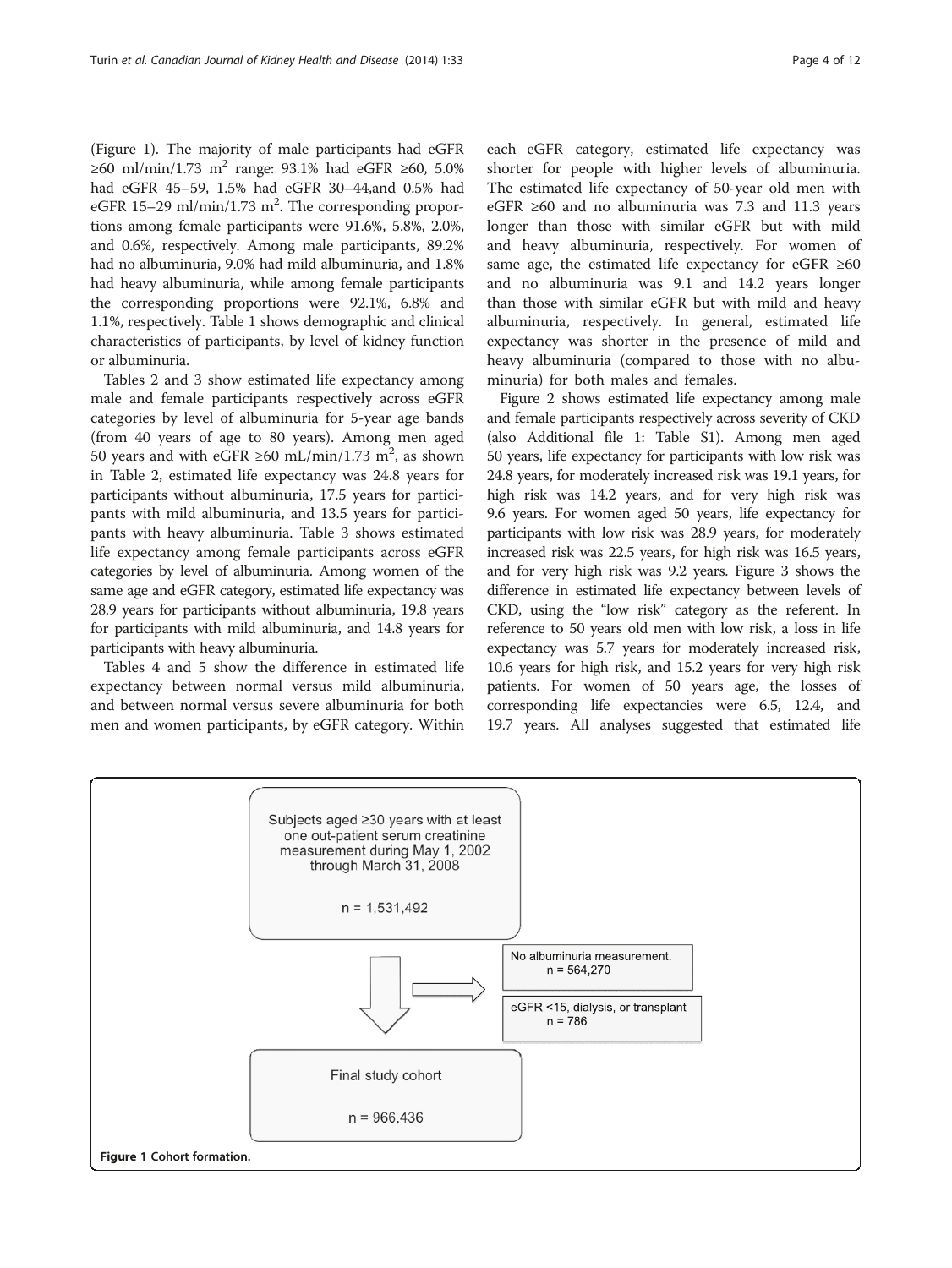(Figure 1). The majority of male participants had eGFR ≥60 ml/min/1.73 $m^2$ range: 93.1% had eGFR ≥60, 5.0% had eGFR 45–59, 1.5% had eGFR 30–44,and 0.5% had eGFR 15–29 ml/min/1.73 $m^2$. The corresponding proportions among female participants were 91.6%, 5.8%, 2.0%, and 0.6%, respectively. Among male participants, 89.2% had no albuminuria, 9.0% had mild albuminuria, and 1.8% had heavy albuminuria, while among female participants the corresponding proportions were 92.1%, 6.8% and 1.1%, respectively. Table 1 shows demographic and clinical characteristics of participants, by level of kidney function or albuminuria.

Tables 2 and 3 show estimated life expectancy among male and female participants respectively across eGFR categories by level of albuminuria for 5-year age bands (from 40 years of age to 80 years). Among men aged 50 years and with eGFR ≥60 mL/min/1.73 $m^2$, as shown in Table 2, estimated life expectancy was 24.8 years for participants without albuminuria, 17.5 years for participants with mild albuminuria, and 13.5 years for participants with heavy albuminuria. Table 3 shows estimated life expectancy among female participants across eGFR categories by level of albuminuria. Among women of the same age and eGFR category, estimated life expectancy was 28.9 years for participants without albuminuria, 19.8 years for participants with mild albuminuria, and 14.8 years for participants with heavy albuminuria.

Tables 4 and 5 show the difference in estimated life expectancy between normal versus mild albuminuria, and between normal versus severe albuminuria for both men and women participants, by eGFR category. Within each eGFR category, estimated life expectancy was shorter for people with higher levels of albuminuria. The estimated life expectancy of 50-year old men with eGFR ≥60 and no albuminuria was 7.3 and 11.3 years longer than those with similar eGFR but with mild and heavy albuminuria, respectively. For women of same age, the estimated life expectancy for eGFR ≥60 and no albuminuria was 9.1 and 14.2 years longer than those with similar eGFR but with mild and heavy albuminuria, respectively. In general, estimated life expectancy was shorter in the presence of mild and heavy albuminuria (compared to those with no albuminuria) for both males and females.

Figure 2 shows estimated life expectancy among male and female participants respectively across severity of CKD (also Additional file 1: Table S1). Among men aged 50 years, life expectancy for participants with low risk was 24.8 years, for moderately increased risk was 19.1 years, for high risk was 14.2 years, and for very high risk was 9.6 years. For women aged 50 years, life expectancy for participants with low risk was 28.9 years, for moderately increased risk was 22.5 years, for high risk was 16.5 years, and for very high risk was 9.2 years. Figure 3 shows the difference in estimated life expectancy between levels of CKD, using the "low risk" category as the referent. In reference to 50 years old men with low risk, a loss in life expectancy was 5.7 years for moderately increased risk, 10.6 years for high risk, and 15.2 years for very high risk patients. For women of 50 years age, the losses of corresponding life expectancies were 6.5, 12.4, and 19.7 years. All analyses suggested that estimated life

Subjects aged ≥30 years with at least one out-patient serum creatinine measurement during May 1, 2002 through March 31, 2008

n = 1,531,492

No albuminuria measurement. n = 564,270

eGFR <15, dialysis, or transplant n = 786

Final study cohort

n = 966,436

**Figure 1** Cohort formation.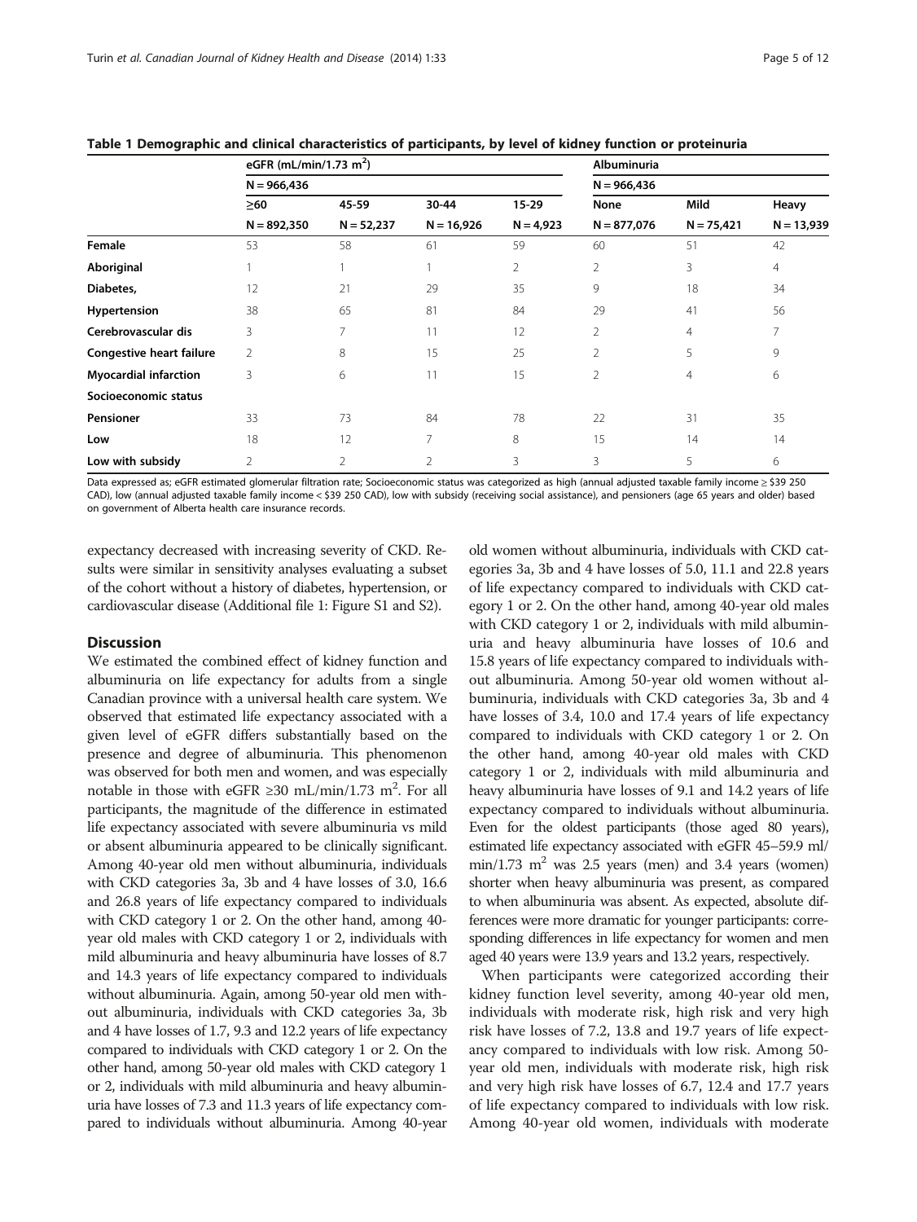**Table 1 Demographic and clinical characteristics of participants, by level of kidney function or proteinuria**

| | eGFR (mL/min/1.73 m$^2$) | | | | Albuminuria | | |
|---|---|---|---|---|---|---|---|
| | N = 966,436 | | | | N = 966,436 | | |
| | ≥60 | 45-59 | 30-44 | 15-29 | None | Mild | Heavy |
| | N = 892,350 | N = 52,237 | N = 16,926 | N = 4,923 | N = 877,076 | N = 75,421 | N = 13,939 |
| **Female** | 53 | 58 | 61 | 59 | 60 | 51 | 42 |
| **Aboriginal** | 1 | 1 | 1 | 2 | 2 | 3 | 4 |
| **Diabetes,** | 12 | 21 | 29 | 35 | 9 | 18 | 34 |
| **Hypertension** | 38 | 65 | 81 | 84 | 29 | 41 | 56 |
| **Cerebrovascular dis** | 3 | 7 | 11 | 12 | 2 | 4 | 7 |
| **Congestive heart failure** | 2 | 8 | 15 | 25 | 2 | 5 | 9 |
| **Myocardial infarction** | 3 | 6 | 11 | 15 | 2 | 4 | 6 |
| **Socioeconomic status** | | | | | | | |
| **Pensioner** | 33 | 73 | 84 | 78 | 22 | 31 | 35 |
| **Low** | 18 | 12 | 7 | 8 | 15 | 14 | 14 |
| **Low with subsidy** | 2 | 2 | 2 | 3 | 3 | 5 | 6 |

Data expressed as; eGFR estimated glomerular filtration rate; Socioeconomic status was categorized as high (annual adjusted taxable family income ≥ $39 250 CAD), low (annual adjusted taxable family income < $39 250 CAD), low with subsidy (receiving social assistance), and pensioners (age 65 years and older) based on government of Alberta health care insurance records.

expectancy decreased with increasing severity of CKD. Results were similar in sensitivity analyses evaluating a subset of the cohort without a history of diabetes, hypertension, or cardiovascular disease (Additional file 1: Figure S1 and S2).

## Discussion

We estimated the combined effect of kidney function and albuminuria on life expectancy for adults from a single Canadian province with a universal health care system. We observed that estimated life expectancy associated with a given level of eGFR differs substantially based on the presence and degree of albuminuria. This phenomenon was observed for both men and women, and was especially notable in those with eGFR ≥30 mL/min/1.73 m$^2$. For all participants, the magnitude of the difference in estimated life expectancy associated with severe albuminuria vs mild or absent albuminuria appeared to be clinically significant. Among 40-year old men without albuminuria, individuals with CKD categories 3a, 3b and 4 have losses of 3.0, 16.6 and 26.8 years of life expectancy compared to individuals with CKD category 1 or 2. On the other hand, among 40-year old males with CKD category 1 or 2, individuals with mild albuminuria and heavy albuminuria have losses of 8.7 and 14.3 years of life expectancy compared to individuals without albuminuria. Again, among 50-year old men without albuminuria, individuals with CKD categories 3a, 3b and 4 have losses of 1.7, 9.3 and 12.2 years of life expectancy compared to individuals with CKD category 1 or 2. On the other hand, among 50-year old males with CKD category 1 or 2, individuals with mild albuminuria and heavy albuminuria have losses of 7.3 and 11.3 years of life expectancy compared to individuals without albuminuria. Among 40-year old women without albuminuria, individuals with CKD categories 3a, 3b and 4 have losses of 5.0, 11.1 and 22.8 years of life expectancy compared to individuals with CKD category 1 or 2. On the other hand, among 40-year old males with CKD category 1 or 2, individuals with mild albuminuria and heavy albuminuria have losses of 10.6 and 15.8 years of life expectancy compared to individuals without albuminuria. Among 50-year old women without albuminuria, individuals with CKD categories 3a, 3b and 4 have losses of 3.4, 10.0 and 17.4 years of life expectancy compared to individuals with CKD category 1 or 2. On the other hand, among 40-year old males with CKD category 1 or 2, individuals with mild albuminuria and heavy albuminuria have losses of 9.1 and 14.2 years of life expectancy compared to individuals without albuminuria. Even for the oldest participants (those aged 80 years), estimated life expectancy associated with eGFR 45–59.9 ml/min/1.73 m$^2$ was 2.5 years (men) and 3.4 years (women) shorter when heavy albuminuria was present, as compared to when albuminuria was absent. As expected, absolute differences were more dramatic for younger participants: corresponding differences in life expectancy for women and men aged 40 years were 13.9 years and 13.2 years, respectively.

When participants were categorized according their kidney function level severity, among 40-year old men, individuals with moderate risk, high risk and very high risk have losses of 7.2, 13.8 and 19.7 years of life expectancy compared to individuals with low risk. Among 50-year old men, individuals with moderate risk, high risk and very high risk have losses of 6.7, 12.4 and 17.7 years of life expectancy compared to individuals with low risk. Among 40-year old women, individuals with moderate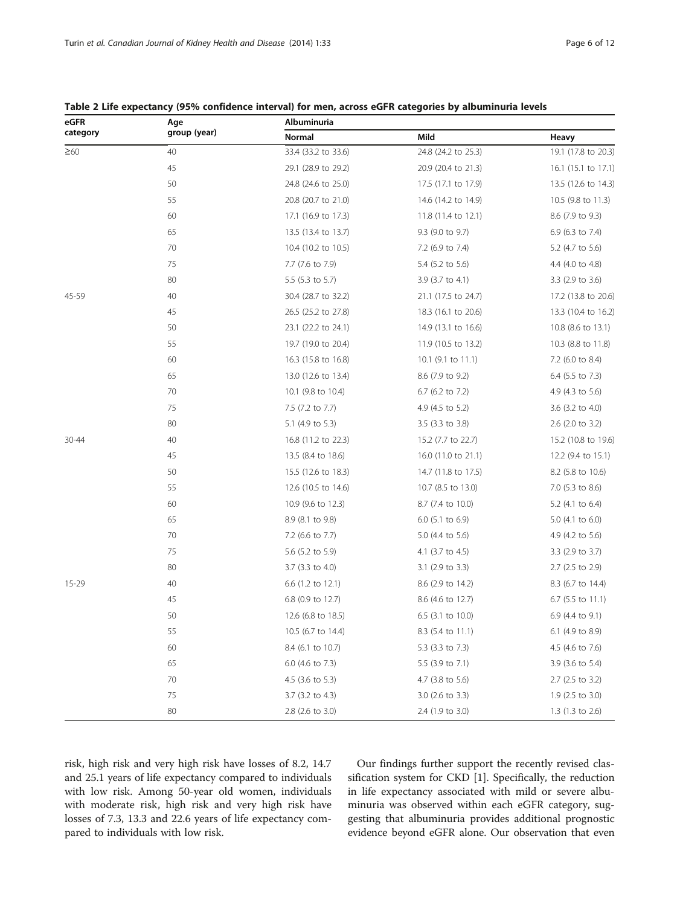**Table 2 Life expectancy (95% confidence interval) for men, across eGFR categories by albuminuria levels**

| eGFR category | Age group (year) | Albuminuria | | |
|---|---|---|---|---|
| | | Normal | Mild | Heavy |
| ≥60 | 40 | 33.4 (33.2 to 33.6) | 24.8 (24.2 to 25.3) | 19.1 (17.8 to 20.3) |
| | 45 | 29.1 (28.9 to 29.2) | 20.9 (20.4 to 21.3) | 16.1 (15.1 to 17.1) |
| | 50 | 24.8 (24.6 to 25.0) | 17.5 (17.1 to 17.9) | 13.5 (12.6 to 14.3) |
| | 55 | 20.8 (20.7 to 21.0) | 14.6 (14.2 to 14.9) | 10.5 (9.8 to 11.3) |
| | 60 | 17.1 (16.9 to 17.3) | 11.8 (11.4 to 12.1) | 8.6 (7.9 to 9.3) |
| | 65 | 13.5 (13.4 to 13.7) | 9.3 (9.0 to 9.7) | 6.9 (6.3 to 7.4) |
| | 70 | 10.4 (10.2 to 10.5) | 7.2 (6.9 to 7.4) | 5.2 (4.7 to 5.6) |
| | 75 | 7.7 (7.6 to 7.9) | 5.4 (5.2 to 5.6) | 4.4 (4.0 to 4.8) |
| | 80 | 5.5 (5.3 to 5.7) | 3.9 (3.7 to 4.1) | 3.3 (2.9 to 3.6) |
| 45-59 | 40 | 30.4 (28.7 to 32.2) | 21.1 (17.5 to 24.7) | 17.2 (13.8 to 20.6) |
| | 45 | 26.5 (25.2 to 27.8) | 18.3 (16.1 to 20.6) | 13.3 (10.4 to 16.2) |
| | 50 | 23.1 (22.2 to 24.1) | 14.9 (13.1 to 16.6) | 10.8 (8.6 to 13.1) |
| | 55 | 19.7 (19.0 to 20.4) | 11.9 (10.5 to 13.2) | 10.3 (8.8 to 11.8) |
| | 60 | 16.3 (15.8 to 16.8) | 10.1 (9.1 to 11.1) | 7.2 (6.0 to 8.4) |
| | 65 | 13.0 (12.6 to 13.4) | 8.6 (7.9 to 9.2) | 6.4 (5.5 to 7.3) |
| | 70 | 10.1 (9.8 to 10.4) | 6.7 (6.2 to 7.2) | 4.9 (4.3 to 5.6) |
| | 75 | 7.5 (7.2 to 7.7) | 4.9 (4.5 to 5.2) | 3.6 (3.2 to 4.0) |
| | 80 | 5.1 (4.9 to 5.3) | 3.5 (3.3 to 3.8) | 2.6 (2.0 to 3.2) |
| 30-44 | 40 | 16.8 (11.2 to 22.3) | 15.2 (7.7 to 22.7) | 15.2 (10.8 to 19.6) |
| | 45 | 13.5 (8.4 to 18.6) | 16.0 (11.0 to 21.1) | 12.2 (9.4 to 15.1) |
| | 50 | 15.5 (12.6 to 18.3) | 14.7 (11.8 to 17.5) | 8.2 (5.8 to 10.6) |
| | 55 | 12.6 (10.5 to 14.6) | 10.7 (8.5 to 13.0) | 7.0 (5.3 to 8.6) |
| | 60 | 10.9 (9.6 to 12.3) | 8.7 (7.4 to 10.0) | 5.2 (4.1 to 6.4) |
| | 65 | 8.9 (8.1 to 9.8) | 6.0 (5.1 to 6.9) | 5.0 (4.1 to 6.0) |
| | 70 | 7.2 (6.6 to 7.7) | 5.0 (4.4 to 5.6) | 4.9 (4.2 to 5.6) |
| | 75 | 5.6 (5.2 to 5.9) | 4.1 (3.7 to 4.5) | 3.3 (2.9 to 3.7) |
| | 80 | 3.7 (3.3 to 4.0) | 3.1 (2.9 to 3.3) | 2.7 (2.5 to 2.9) |
| 15-29 | 40 | 6.6 (1.2 to 12.1) | 8.6 (2.9 to 14.2) | 8.3 (6.7 to 14.4) |
| | 45 | 6.8 (0.9 to 12.7) | 8.6 (4.6 to 12.7) | 6.7 (5.5 to 11.1) |
| | 50 | 12.6 (6.8 to 18.5) | 6.5 (3.1 to 10.0) | 6.9 (4.4 to 9.1) |
| | 55 | 10.5 (6.7 to 14.4) | 8.3 (5.4 to 11.1) | 6.1 (4.9 to 8.9) |
| | 60 | 8.4 (6.1 to 10.7) | 5.3 (3.3 to 7.3) | 4.5 (4.6 to 7.6) |
| | 65 | 6.0 (4.6 to 7.3) | 5.5 (3.9 to 7.1) | 3.9 (3.6 to 5.4) |
| | 70 | 4.5 (3.6 to 5.3) | 4.7 (3.8 to 5.6) | 2.7 (2.5 to 3.2) |
| | 75 | 3.7 (3.2 to 4.3) | 3.0 (2.6 to 3.3) | 1.9 (2.5 to 3.0) |
| | 80 | 2.8 (2.6 to 3.0) | 2.4 (1.9 to 3.0) | 1.3 (1.3 to 2.6) |

risk, high risk and very high risk have losses of 8.2, 14.7 and 25.1 years of life expectancy compared to individuals with low risk. Among 50-year old women, individuals with moderate risk, high risk and very high risk have losses of 7.3, 13.3 and 22.6 years of life expectancy compared to individuals with low risk.

Our findings further support the recently revised classification system for CKD [1]. Specifically, the reduction in life expectancy associated with mild or severe albuminuria was observed within each eGFR category, suggesting that albuminuria provides additional prognostic evidence beyond eGFR alone. Our observation that even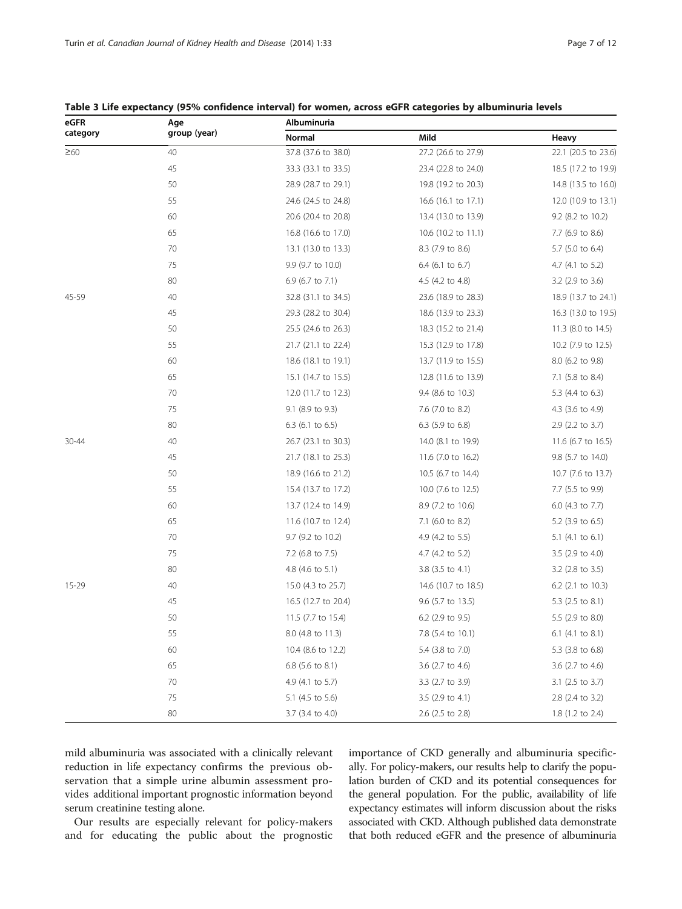**Table 3 Life expectancy (95% confidence interval) for women, across eGFR categories by albuminuria levels**

| eGFR category | Age group (year) | Albuminuria | | |
|---|---|---|---|---|
| | | Normal | Mild | Heavy |
| ≥60 | 40 | 37.8 (37.6 to 38.0) | 27.2 (26.6 to 27.9) | 22.1 (20.5 to 23.6) |
| | 45 | 33.3 (33.1 to 33.5) | 23.4 (22.8 to 24.0) | 18.5 (17.2 to 19.9) |
| | 50 | 28.9 (28.7 to 29.1) | 19.8 (19.2 to 20.3) | 14.8 (13.5 to 16.0) |
| | 55 | 24.6 (24.5 to 24.8) | 16.6 (16.1 to 17.1) | 12.0 (10.9 to 13.1) |
| | 60 | 20.6 (20.4 to 20.8) | 13.4 (13.0 to 13.9) | 9.2 (8.2 to 10.2) |
| | 65 | 16.8 (16.6 to 17.0) | 10.6 (10.2 to 11.1) | 7.7 (6.9 to 8.6) |
| | 70 | 13.1 (13.0 to 13.3) | 8.3 (7.9 to 8.6) | 5.7 (5.0 to 6.4) |
| | 75 | 9.9 (9.7 to 10.0) | 6.4 (6.1 to 6.7) | 4.7 (4.1 to 5.2) |
| | 80 | 6.9 (6.7 to 7.1) | 4.5 (4.2 to 4.8) | 3.2 (2.9 to 3.6) |
| 45-59 | 40 | 32.8 (31.1 to 34.5) | 23.6 (18.9 to 28.3) | 18.9 (13.7 to 24.1) |
| | 45 | 29.3 (28.2 to 30.4) | 18.6 (13.9 to 23.3) | 16.3 (13.0 to 19.5) |
| | 50 | 25.5 (24.6 to 26.3) | 18.3 (15.2 to 21.4) | 11.3 (8.0 to 14.5) |
| | 55 | 21.7 (21.1 to 22.4) | 15.3 (12.9 to 17.8) | 10.2 (7.9 to 12.5) |
| | 60 | 18.6 (18.1 to 19.1) | 13.7 (11.9 to 15.5) | 8.0 (6.2 to 9.8) |
| | 65 | 15.1 (14.7 to 15.5) | 12.8 (11.6 to 13.9) | 7.1 (5.8 to 8.4) |
| | 70 | 12.0 (11.7 to 12.3) | 9.4 (8.6 to 10.3) | 5.3 (4.4 to 6.3) |
| | 75 | 9.1 (8.9 to 9.3) | 7.6 (7.0 to 8.2) | 4.3 (3.6 to 4.9) |
| | 80 | 6.3 (6.1 to 6.5) | 6.3 (5.9 to 6.8) | 2.9 (2.2 to 3.7) |
| 30-44 | 40 | 26.7 (23.1 to 30.3) | 14.0 (8.1 to 19.9) | 11.6 (6.7 to 16.5) |
| | 45 | 21.7 (18.1 to 25.3) | 11.6 (7.0 to 16.2) | 9.8 (5.7 to 14.0) |
| | 50 | 18.9 (16.6 to 21.2) | 10.5 (6.7 to 14.4) | 10.7 (7.6 to 13.7) |
| | 55 | 15.4 (13.7 to 17.2) | 10.0 (7.6 to 12.5) | 7.7 (5.5 to 9.9) |
| | 60 | 13.7 (12.4 to 14.9) | 8.9 (7.2 to 10.6) | 6.0 (4.3 to 7.7) |
| | 65 | 11.6 (10.7 to 12.4) | 7.1 (6.0 to 8.2) | 5.2 (3.9 to 6.5) |
| | 70 | 9.7 (9.2 to 10.2) | 4.9 (4.2 to 5.5) | 5.1 (4.1 to 6.1) |
| | 75 | 7.2 (6.8 to 7.5) | 4.7 (4.2 to 5.2) | 3.5 (2.9 to 4.0) |
| | 80 | 4.8 (4.6 to 5.1) | 3.8 (3.5 to 4.1) | 3.2 (2.8 to 3.5) |
| 15-29 | 40 | 15.0 (4.3 to 25.7) | 14.6 (10.7 to 18.5) | 6.2 (2.1 to 10.3) |
| | 45 | 16.5 (12.7 to 20.4) | 9.6 (5.7 to 13.5) | 5.3 (2.5 to 8.1) |
| | 50 | 11.5 (7.7 to 15.4) | 6.2 (2.9 to 9.5) | 5.5 (2.9 to 8.0) |
| | 55 | 8.0 (4.8 to 11.3) | 7.8 (5.4 to 10.1) | 6.1 (4.1 to 8.1) |
| | 60 | 10.4 (8.6 to 12.2) | 5.4 (3.8 to 7.0) | 5.3 (3.8 to 6.8) |
| | 65 | 6.8 (5.6 to 8.1) | 3.6 (2.7 to 4.6) | 3.6 (2.7 to 4.6) |
| | 70 | 4.9 (4.1 to 5.7) | 3.3 (2.7 to 3.9) | 3.1 (2.5 to 3.7) |
| | 75 | 5.1 (4.5 to 5.6) | 3.5 (2.9 to 4.1) | 2.8 (2.4 to 3.2) |
| | 80 | 3.7 (3.4 to 4.0) | 2.6 (2.5 to 2.8) | 1.8 (1.2 to 2.4) |

mild albuminuria was associated with a clinically relevant reduction in life expectancy confirms the previous observation that a simple urine albumin assessment provides additional important prognostic information beyond serum creatinine testing alone.

Our results are especially relevant for policy-makers and for educating the public about the prognostic importance of CKD generally and albuminuria specifically. For policy-makers, our results help to clarify the population burden of CKD and its potential consequences for the general population. For the public, availability of life expectancy estimates will inform discussion about the risks associated with CKD. Although published data demonstrate that both reduced eGFR and the presence of albuminuria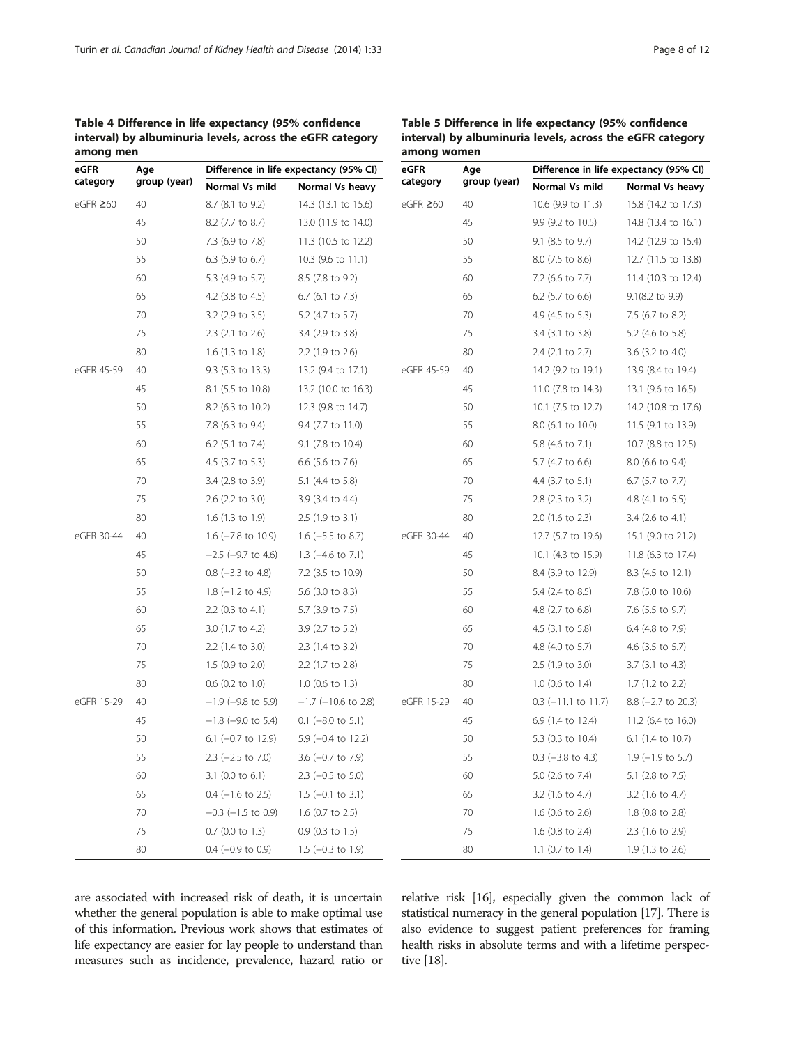**Table 4 Difference in life expectancy (95% confidence interval) by albuminuria levels, across the eGFR category among men**

| eGFR category | Age group (year) | Difference in life expectancy (95% CI) | |
|---|---|---|---|
| | | Normal Vs mild | Normal Vs heavy |
| eGFR ≥60 | 40 | 8.7 (8.1 to 9.2) | 14.3 (13.1 to 15.6) |
| | 45 | 8.2 (7.7 to 8.7) | 13.0 (11.9 to 14.0) |
| | 50 | 7.3 (6.9 to 7.8) | 11.3 (10.5 to 12.2) |
| | 55 | 6.3 (5.9 to 6.7) | 10.3 (9.6 to 11.1) |
| | 60 | 5.3 (4.9 to 5.7) | 8.5 (7.8 to 9.2) |
| | 65 | 4.2 (3.8 to 4.5) | 6.7 (6.1 to 7.3) |
| | 70 | 3.2 (2.9 to 3.5) | 5.2 (4.7 to 5.7) |
| | 75 | 2.3 (2.1 to 2.6) | 3.4 (2.9 to 3.8) |
| | 80 | 1.6 (1.3 to 1.8) | 2.2 (1.9 to 2.6) |
| eGFR 45-59 | 40 | 9.3 (5.3 to 13.3) | 13.2 (9.4 to 17.1) |
| | 45 | 8.1 (5.5 to 10.8) | 13.2 (10.0 to 16.3) |
| | 50 | 8.2 (6.3 to 10.2) | 12.3 (9.8 to 14.7) |
| | 55 | 7.8 (6.3 to 9.4) | 9.4 (7.7 to 11.0) |
| | 60 | 6.2 (5.1 to 7.4) | 9.1 (7.8 to 10.4) |
| | 65 | 4.5 (3.7 to 5.3) | 6.6 (5.6 to 7.6) |
| | 70 | 3.4 (2.8 to 3.9) | 5.1 (4.4 to 5.8) |
| | 75 | 2.6 (2.2 to 3.0) | 3.9 (3.4 to 4.4) |
| | 80 | 1.6 (1.3 to 1.9) | 2.5 (1.9 to 3.1) |
| eGFR 30-44 | 40 | 1.6 (−7.8 to 10.9) | 1.6 (−5.5 to 8.7) |
| | 45 | −2.5 (−9.7 to 4.6) | 1.3 (−4.6 to 7.1) |
| | 50 | 0.8 (−3.3 to 4.8) | 7.2 (3.5 to 10.9) |
| | 55 | 1.8 (−1.2 to 4.9) | 5.6 (3.0 to 8.3) |
| | 60 | 2.2 (0.3 to 4.1) | 5.7 (3.9 to 7.5) |
| | 65 | 3.0 (1.7 to 4.2) | 3.9 (2.7 to 5.2) |
| | 70 | 2.2 (1.4 to 3.0) | 2.3 (1.4 to 3.2) |
| | 75 | 1.5 (0.9 to 2.0) | 2.2 (1.7 to 2.8) |
| | 80 | 0.6 (0.2 to 1.0) | 1.0 (0.6 to 1.3) |
| eGFR 15-29 | 40 | −1.9 (−9.8 to 5.9) | −1.7 (−10.6 to 2.8) |
| | 45 | −1.8 (−9.0 to 5.4) | 0.1 (−8.0 to 5.1) |
| | 50 | 6.1 (−0.7 to 12.9) | 5.9 (−0.4 to 12.2) |
| | 55 | 2.3 (−2.5 to 7.0) | 3.6 (−0.7 to 7.9) |
| | 60 | 3.1 (0.0 to 6.1) | 2.3 (−0.5 to 5.0) |
| | 65 | 0.4 (−1.6 to 2.5) | 1.5 (−0.1 to 3.1) |
| | 70 | −0.3 (−1.5 to 0.9) | 1.6 (0.7 to 2.5) |
| | 75 | 0.7 (0.0 to 1.3) | 0.9 (0.3 to 1.5) |
| | 80 | 0.4 (−0.9 to 0.9) | 1.5 (−0.3 to 1.9) |

**Table 5 Difference in life expectancy (95% confidence interval) by albuminuria levels, across the eGFR category among women**

| eGFR category | Age group (year) | Difference in life expectancy (95% CI) | |
|---|---|---|---|
| | | Normal Vs mild | Normal Vs heavy |
| eGFR ≥60 | 40 | 10.6 (9.9 to 11.3) | 15.8 (14.2 to 17.3) |
| | 45 | 9.9 (9.2 to 10.5) | 14.8 (13.4 to 16.1) |
| | 50 | 9.1 (8.5 to 9.7) | 14.2 (12.9 to 15.4) |
| | 55 | 8.0 (7.5 to 8.6) | 12.7 (11.5 to 13.8) |
| | 60 | 7.2 (6.6 to 7.7) | 11.4 (10.3 to 12.4) |
| | 65 | 6.2 (5.7 to 6.6) | 9.1(8.2 to 9.9) |
| | 70 | 4.9 (4.5 to 5.3) | 7.5 (6.7 to 8.2) |
| | 75 | 3.4 (3.1 to 3.8) | 5.2 (4.6 to 5.8) |
| | 80 | 2.4 (2.1 to 2.7) | 3.6 (3.2 to 4.0) |
| eGFR 45-59 | 40 | 14.2 (9.2 to 19.1) | 13.9 (8.4 to 19.4) |
| | 45 | 11.0 (7.8 to 14.3) | 13.1 (9.6 to 16.5) |
| | 50 | 10.1 (7.5 to 12.7) | 14.2 (10.8 to 17.6) |
| | 55 | 8.0 (6.1 to 10.0) | 11.5 (9.1 to 13.9) |
| | 60 | 5.8 (4.6 to 7.1) | 10.7 (8.8 to 12.5) |
| | 65 | 5.7 (4.7 to 6.6) | 8.0 (6.6 to 9.4) |
| | 70 | 4.4 (3.7 to 5.1) | 6.7 (5.7 to 7.7) |
| | 75 | 2.8 (2.3 to 3.2) | 4.8 (4.1 to 5.5) |
| | 80 | 2.0 (1.6 to 2.3) | 3.4 (2.6 to 4.1) |
| eGFR 30-44 | 40 | 12.7 (5.7 to 19.6) | 15.1 (9.0 to 21.2) |
| | 45 | 10.1 (4.3 to 15.9) | 11.8 (6.3 to 17.4) |
| | 50 | 8.4 (3.9 to 12.9) | 8.3 (4.5 to 12.1) |
| | 55 | 5.4 (2.4 to 8.5) | 7.8 (5.0 to 10.6) |
| | 60 | 4.8 (2.7 to 6.8) | 7.6 (5.5 to 9.7) |
| | 65 | 4.5 (3.1 to 5.8) | 6.4 (4.8 to 7.9) |
| | 70 | 4.8 (4.0 to 5.7) | 4.6 (3.5 to 5.7) |
| | 75 | 2.5 (1.9 to 3.0) | 3.7 (3.1 to 4.3) |
| | 80 | 1.0 (0.6 to 1.4) | 1.7 (1.2 to 2.2) |
| eGFR 15-29 | 40 | 0.3 (−11.1 to 11.7) | 8.8 (−2.7 to 20.3) |
| | 45 | 6.9 (1.4 to 12.4) | 11.2 (6.4 to 16.0) |
| | 50 | 5.3 (0.3 to 10.4) | 6.1 (1.4 to 10.7) |
| | 55 | 0.3 (−3.8 to 4.3) | 1.9 (−1.9 to 5.7) |
| | 60 | 5.0 (2.6 to 7.4) | 5.1 (2.8 to 7.5) |
| | 65 | 3.2 (1.6 to 4.7) | 3.2 (1.6 to 4.7) |
| | 70 | 1.6 (0.6 to 2.6) | 1.8 (0.8 to 2.8) |
| | 75 | 1.6 (0.8 to 2.4) | 2.3 (1.6 to 2.9) |
| | 80 | 1.1 (0.7 to 1.4) | 1.9 (1.3 to 2.6) |

are associated with increased risk of death, it is uncertain whether the general population is able to make optimal use of this information. Previous work shows that estimates of life expectancy are easier for lay people to understand than measures such as incidence, prevalence, hazard ratio or relative risk [16], especially given the common lack of statistical numeracy in the general population [17]. There is also evidence to suggest patient preferences for framing health risks in absolute terms and with a lifetime perspective [18].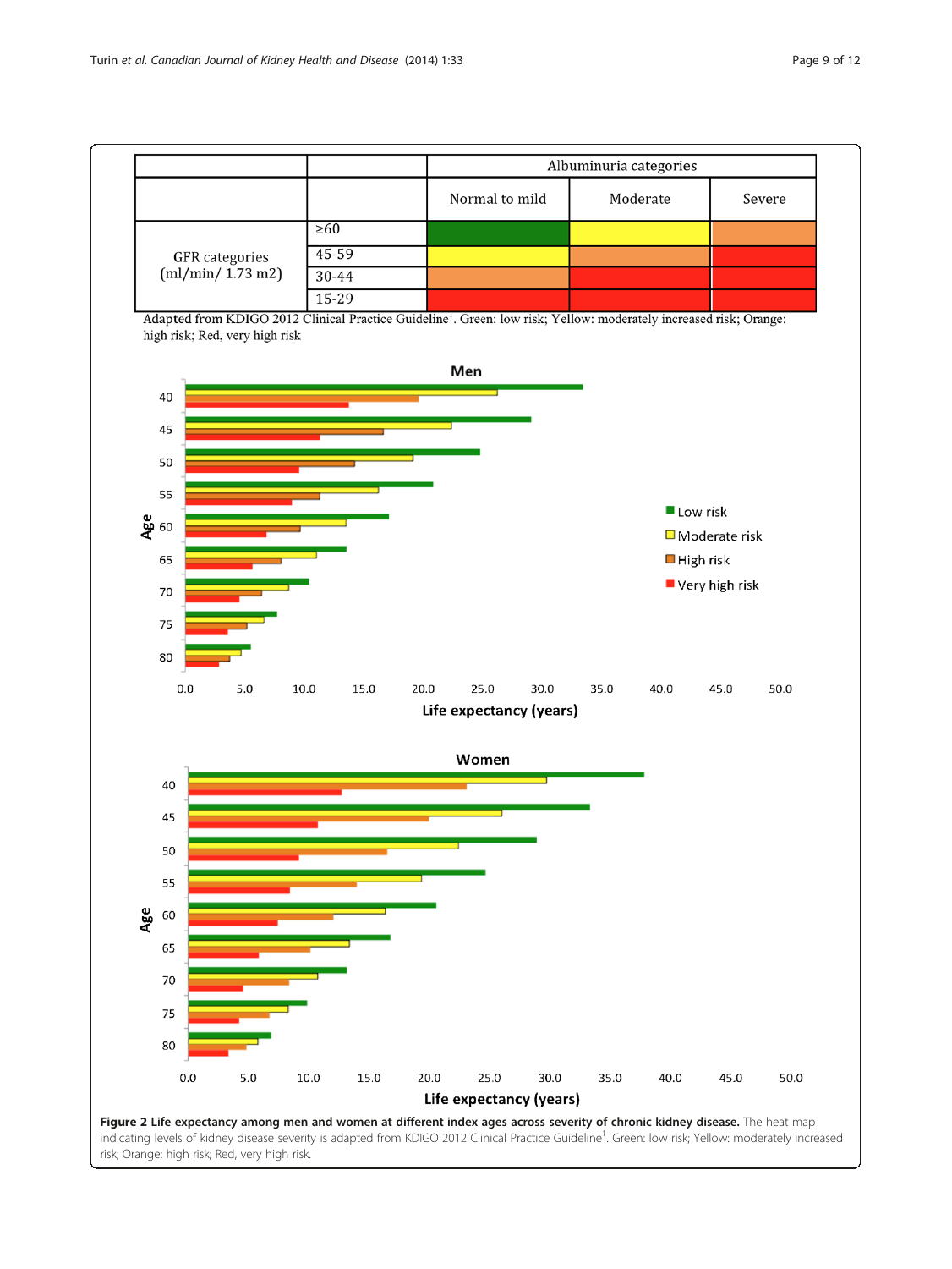| | | Albuminuria categories | | |
|---|---|---|---|---|
| | | Normal to mild | Moderate | Severe |
| GFR categories (ml/min/ 1.73 m2) | ≥60 | | | |
| | 45-59 | | | |
| | 30-44 | | | |
| | 15-29 | | | |

Adapted from KDIGO 2012 Clinical Practice Guideline[1]. Green: low risk; Yellow: moderately increased risk; Orange: high risk; Red, very high risk

**Figure 2 Life expectancy among men and women at different index ages across severity of chronic kidney disease.** The heat map indicating levels of kidney disease severity is adapted from KDIGO 2012 Clinical Practice Guideline[1]. Green: low risk; Yellow: moderately increased risk; Orange: high risk; Red, very high risk.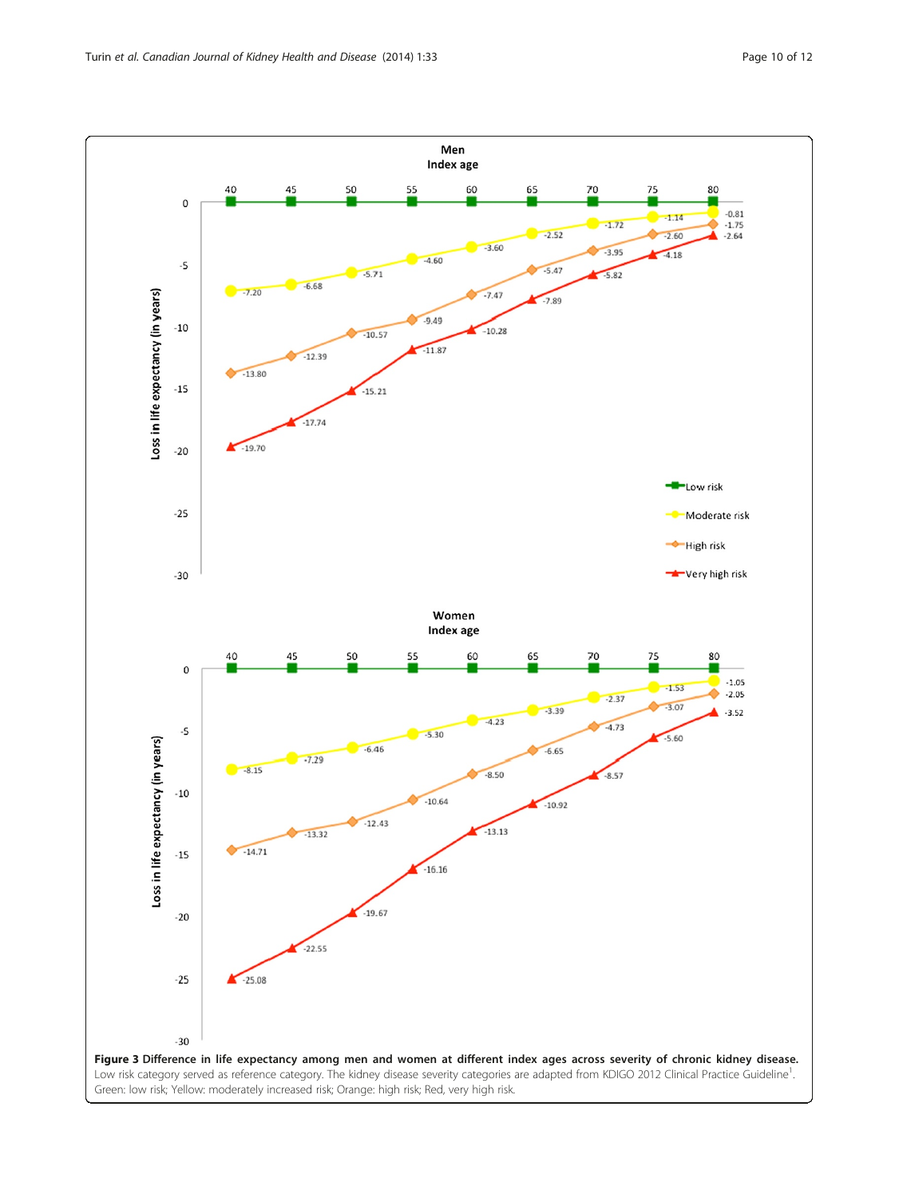**Figure 3 Difference in life expectancy among men and women at different index ages across severity of chronic kidney disease.** Low risk category served as reference category. The kidney disease severity categories are adapted from KDIGO 2012 Clinical Practice Guideline[1]. Green: low risk; Yellow: moderately increased risk; Orange: high risk; Red, very high risk.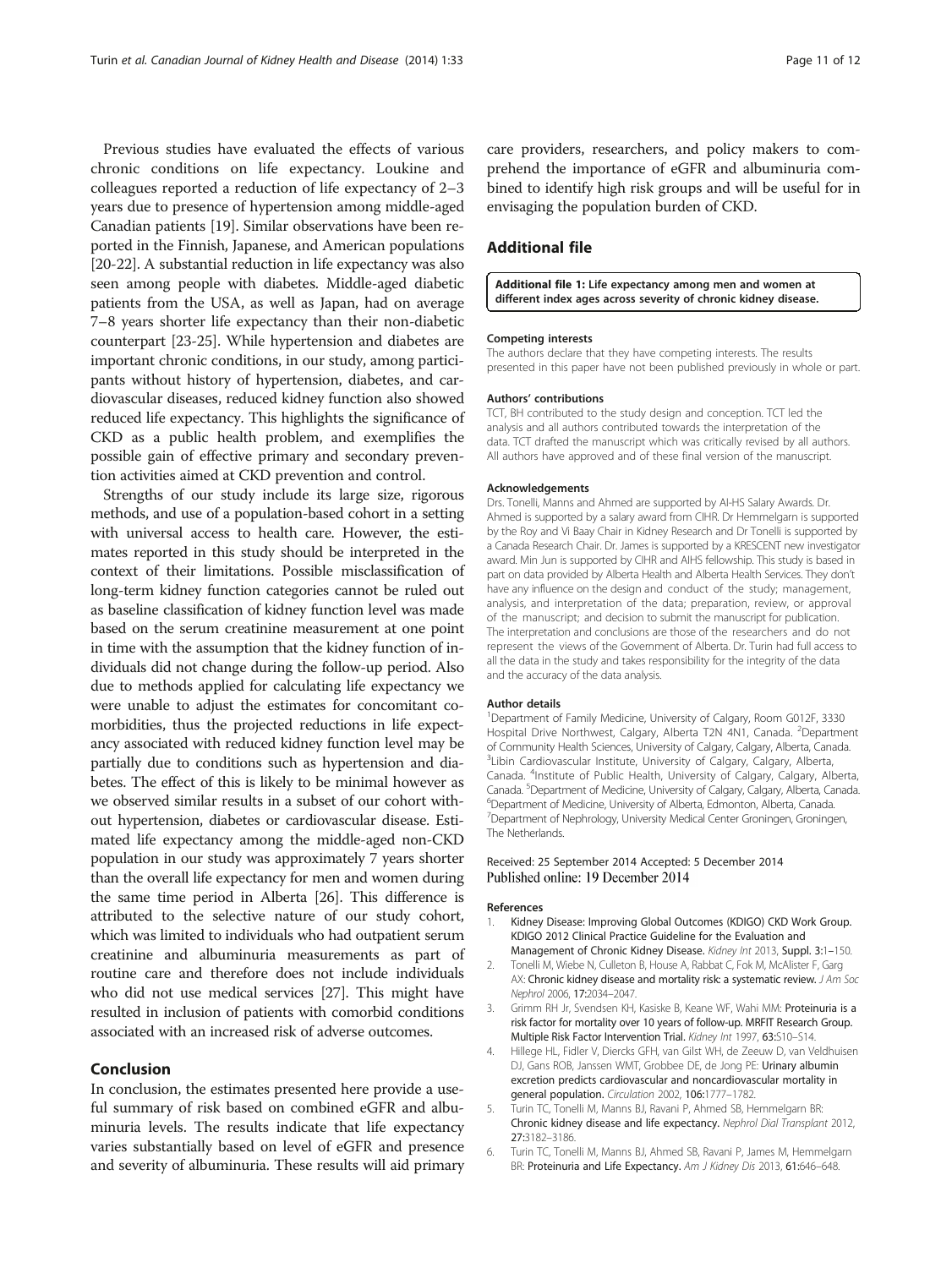Previous studies have evaluated the effects of various chronic conditions on life expectancy. Loukine and colleagues reported a reduction of life expectancy of 2–3 years due to presence of hypertension among middle-aged Canadian patients [19]. Similar observations have been reported in the Finnish, Japanese, and American populations [20-22]. A substantial reduction in life expectancy was also seen among people with diabetes. Middle-aged diabetic patients from the USA, as well as Japan, had on average 7–8 years shorter life expectancy than their non-diabetic counterpart [23-25]. While hypertension and diabetes are important chronic conditions, in our study, among participants without history of hypertension, diabetes, and cardiovascular diseases, reduced kidney function also showed reduced life expectancy. This highlights the significance of CKD as a public health problem, and exemplifies the possible gain of effective primary and secondary prevention activities aimed at CKD prevention and control.

Strengths of our study include its large size, rigorous methods, and use of a population-based cohort in a setting with universal access to health care. However, the estimates reported in this study should be interpreted in the context of their limitations. Possible misclassification of long-term kidney function categories cannot be ruled out as baseline classification of kidney function level was made based on the serum creatinine measurement at one point in time with the assumption that the kidney function of individuals did not change during the follow-up period. Also due to methods applied for calculating life expectancy we were unable to adjust the estimates for concomitant comorbidities, thus the projected reductions in life expectancy associated with reduced kidney function level may be partially due to conditions such as hypertension and diabetes. The effect of this is likely to be minimal however as we observed similar results in a subset of our cohort without hypertension, diabetes or cardiovascular disease. Estimated life expectancy among the middle-aged non-CKD population in our study was approximately 7 years shorter than the overall life expectancy for men and women during the same time period in Alberta [26]. This difference is attributed to the selective nature of our study cohort, which was limited to individuals who had outpatient serum creatinine and albuminuria measurements as part of routine care and therefore does not include individuals who did not use medical services [27]. This might have resulted in inclusion of patients with comorbid conditions associated with an increased risk of adverse outcomes.

## Conclusion

In conclusion, the estimates presented here provide a useful summary of risk based on combined eGFR and albuminuria levels. The results indicate that life expectancy varies substantially based on level of eGFR and presence and severity of albuminuria. These results will aid primary care providers, researchers, and policy makers to comprehend the importance of eGFR and albuminuria combined to identify high risk groups and will be useful for in envisaging the population burden of CKD.

## Additional file

**Additional file 1: Life expectancy among men and women at different index ages across severity of chronic kidney disease.**

#### Competing interests

The authors declare that they have competing interests. The results presented in this paper have not been published previously in whole or part.

#### Authors' contributions

TCT, BH contributed to the study design and conception. TCT led the analysis and all authors contributed towards the interpretation of the data. TCT drafted the manuscript which was critically revised by all authors. All authors have approved and of these final version of the manuscript.

#### Acknowledgements

Drs. Tonelli, Manns and Ahmed are supported by AI-HS Salary Awards. Dr. Ahmed is supported by a salary award from CIHR. Dr Hemmelgarn is supported by the Roy and Vi Baay Chair in Kidney Research and Dr Tonelli is supported by a Canada Research Chair. Dr. James is supported by a KRESCENT new investigator award. Min Jun is supported by CIHR and AIHS fellowship. This study is based in part on data provided by Alberta Health and Alberta Health Services. They don't have any influence on the design and conduct of the study; management, analysis, and interpretation of the data; preparation, review, or approval of the manuscript; and decision to submit the manuscript for publication. The interpretation and conclusions are those of the researchers and do not represent the views of the Government of Alberta. Dr. Turin had full access to all the data in the study and takes responsibility for the integrity of the data and the accuracy of the data analysis.

#### Author details

[1]Department of Family Medicine, University of Calgary, Room G012F, 3330 Hospital Drive Northwest, Calgary, Alberta T2N 4N1, Canada. [2]Department of Community Health Sciences, University of Calgary, Calgary, Alberta, Canada. [3]Libin Cardiovascular Institute, University of Calgary, Calgary, Alberta, Canada. [4]Institute of Public Health, University of Calgary, Calgary, Alberta, Canada. [5]Department of Medicine, University of Calgary, Calgary, Alberta, Canada. [6]Department of Medicine, University of Alberta, Edmonton, Alberta, Canada. [7]Department of Nephrology, University Medical Center Groningen, Groningen, The Netherlands.

Received: 25 September 2014 Accepted: 5 December 2014
Published online: 19 December 2014

#### References

1. Kidney Disease: Improving Global Outcomes (KDIGO) CKD Work Group. KDIGO 2012 Clinical Practice Guideline for the Evaluation and Management of Chronic Kidney Disease. *Kidney Int* 2013, Suppl. 3:1–150.
2. Tonelli M, Wiebe N, Culleton B, House A, Rabbat C, Fok M, McAlister F, Garg AX: Chronic kidney disease and mortality risk: a systematic review. *J Am Soc Nephrol* 2006, 17:2034–2047.
3. Grimm RH Jr, Svendsen KH, Kasiske B, Keane WF, Wahi MM: Proteinuria is a risk factor for mortality over 10 years of follow-up. MRFIT Research Group. Multiple Risk Factor Intervention Trial. *Kidney Int* 1997, 63:S10–S14.
4. Hillege HL, Fidler V, Diercks GFH, van Gilst WH, de Zeeuw D, van Veldhuisen DJ, Gans ROB, Janssen WMT, Grobbee DE, de Jong PE: Urinary albumin excretion predicts cardiovascular and noncardiovascular mortality in general population. *Circulation* 2002, 106:1777–1782.
5. Turin TC, Tonelli M, Manns BJ, Ravani P, Ahmed SB, Hemmelgarn BR: Chronic kidney disease and life expectancy. *Nephrol Dial Transplant* 2012, 27:3182–3186.
6. Turin TC, Tonelli M, Manns BJ, Ahmed SB, Ravani P, James M, Hemmelgarn BR: Proteinuria and Life Expectancy. *Am J Kidney Dis* 2013, 61:646–648.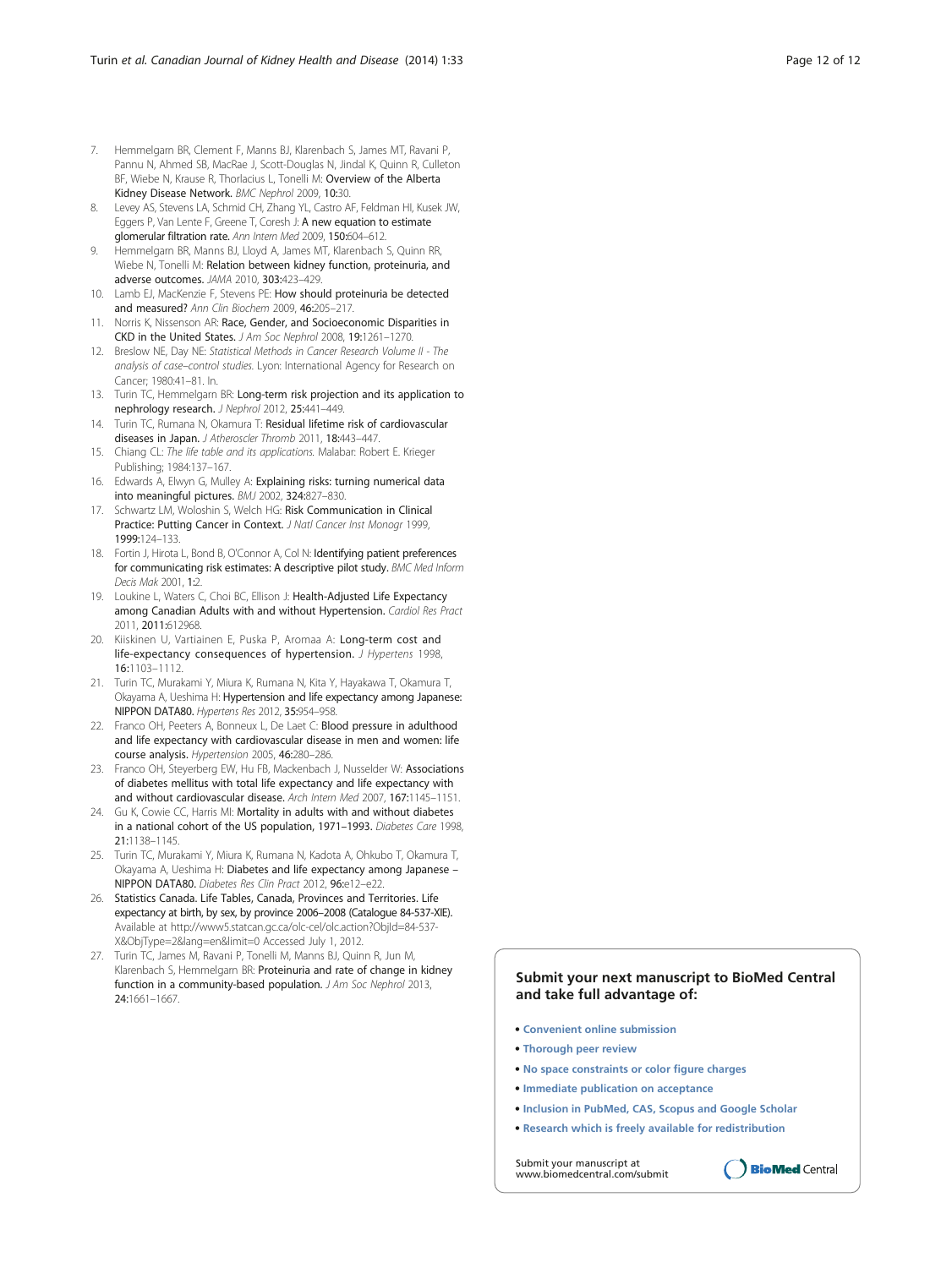7. Hemmelgarn BR, Clement F, Manns BJ, Klarenbach S, James MT, Ravani P, Pannu N, Ahmed SB, MacRae J, Scott-Douglas N, Jindal K, Quinn R, Culleton BF, Wiebe N, Krause R, Thorlacius L, Tonelli M: **Overview of the Alberta Kidney Disease Network.** *BMC Nephrol* 2009, **10**:30.
8. Levey AS, Stevens LA, Schmid CH, Zhang YL, Castro AF, Feldman HI, Kusek JW, Eggers P, Van Lente F, Greene T, Coresh J: **A new equation to estimate glomerular filtration rate.** *Ann Intern Med* 2009, **150**:604–612.
9. Hemmelgarn BR, Manns BJ, Lloyd A, James MT, Klarenbach S, Quinn RR, Wiebe N, Tonelli M: **Relation between kidney function, proteinuria, and adverse outcomes.** *JAMA* 2010, **303**:423–429.
10. Lamb EJ, MacKenzie F, Stevens PE: **How should proteinuria be detected and measured?** *Ann Clin Biochem* 2009, **46**:205–217.
11. Norris K, Nissenson AR: **Race, Gender, and Socioeconomic Disparities in CKD in the United States.** *J Am Soc Nephrol* 2008, **19**:1261–1270.
12. Breslow NE, Day NE: *Statistical Methods in Cancer Research Volume II - The analysis of case–control studies.* Lyon: International Agency for Research on Cancer; 1980:41–81. In.
13. Turin TC, Hemmelgarn BR: **Long-term risk projection and its application to nephrology research.** *J Nephrol* 2012, **25**:441–449.
14. Turin TC, Rumana N, Okamura T: **Residual lifetime risk of cardiovascular diseases in Japan.** *J Atheroscler Thromb* 2011, **18**:443–447.
15. Chiang CL: *The life table and its applications.* Malabar: Robert E. Krieger Publishing; 1984:137–167.
16. Edwards A, Elwyn G, Mulley A: **Explaining risks: turning numerical data into meaningful pictures.** *BMJ* 2002, **324**:827–830.
17. Schwartz LM, Woloshin S, Welch HG: **Risk Communication in Clinical Practice: Putting Cancer in Context.** *J Natl Cancer Inst Monogr* 1999, **1999**:124–133.
18. Fortin J, Hirota L, Bond B, O'Connor A, Col N: **Identifying patient preferences for communicating risk estimates: A descriptive pilot study.** *BMC Med Inform Decis Mak* 2001, **1**:2.
19. Loukine L, Waters C, Choi BC, Ellison J: **Health-Adjusted Life Expectancy among Canadian Adults with and without Hypertension.** *Cardiol Res Pract* 2011, **2011**:612968.
20. Kiiskinen U, Vartiainen E, Puska P, Aromaa A: **Long-term cost and life-expectancy consequences of hypertension.** *J Hypertens* 1998, **16**:1103–1112.
21. Turin TC, Murakami Y, Miura K, Rumana N, Kita Y, Hayakawa T, Okamura T, Okayama A, Ueshima H: **Hypertension and life expectancy among Japanese: NIPPON DATA80.** *Hypertens Res* 2012, **35**:954–958.
22. Franco OH, Peeters A, Bonneux L, De Laet C: **Blood pressure in adulthood and life expectancy with cardiovascular disease in men and women: life course analysis.** *Hypertension* 2005, **46**:280–286.
23. Franco OH, Steyerberg EW, Hu FB, Mackenbach J, Nusselder W: **Associations of diabetes mellitus with total life expectancy and life expectancy with and without cardiovascular disease.** *Arch Intern Med* 2007, **167**:1145–1151.
24. Gu K, Cowie CC, Harris MI: **Mortality in adults with and without diabetes in a national cohort of the US population, 1971–1993.** *Diabetes Care* 1998, **21**:1138–1145.
25. Turin TC, Murakami Y, Miura K, Rumana N, Kadota A, Ohkubo T, Okamura T, Okayama A, Ueshima H: **Diabetes and life expectancy among Japanese – NIPPON DATA80.** *Diabetes Res Clin Pract* 2012, **96**:e12–e22.
26. Statistics Canada. Life Tables, Canada, Provinces and Territories. Life expectancy at birth, by sex, by province 2006–2008 (Catalogue 84-537-XIE). Available at http://www5.statcan.gc.ca/olc-cel/olc.action?ObjId=84-537-X&ObjType=2&lang=en&limit=0 Accessed July 1, 2012.
27. Turin TC, James M, Ravani P, Tonelli M, Manns BJ, Quinn R, Jun M, Klarenbach S, Hemmelgarn BR: **Proteinuria and rate of change in kidney function in a community-based population.** *J Am Soc Nephrol* 2013, **24**:1661–1667.

**Submit your next manuscript to BioMed Central and take full advantage of:**

- Convenient online submission
- Thorough peer review
- No space constraints or color figure charges
- Immediate publication on acceptance
- Inclusion in PubMed, CAS, Scopus and Google Scholar
- Research which is freely available for redistribution

Submit your manuscript at
www.biomedcentral.com/submit

BioMed Central